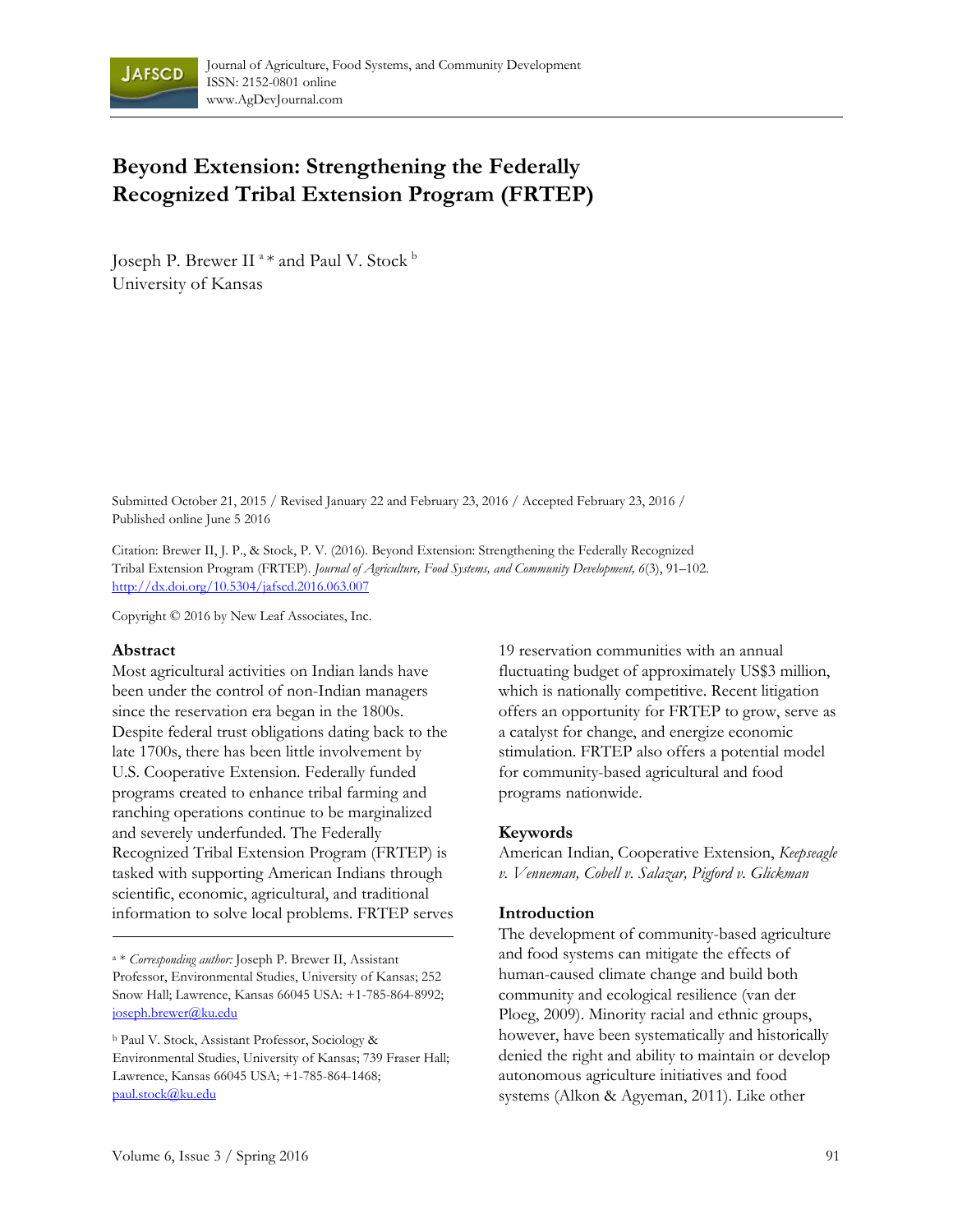Journal of Agriculture, Food Systems, and Community Development
ISSN: 2152-0801 online
www.AgDevJournal.com

# Beyond Extension: Strengthening the Federally Recognized Tribal Extension Program (FRTEP)

Joseph P. Brewer II [a] * and Paul V. Stock [b]
University of Kansas

Submitted October 21, 2015 / Revised January 22 and February 23, 2016 / Accepted February 23, 2016 / Published online June 5 2016

Citation: Brewer II, J. P., & Stock, P. V. (2016). Beyond Extension: Strengthening the Federally Recognized Tribal Extension Program (FRTEP). *Journal of Agriculture, Food Systems, and Community Development, 6*(3), 91–102. http://dx.doi.org/10.5304/jafscd.2016.063.007

Copyright © 2016 by New Leaf Associates, Inc.

## Abstract

Most agricultural activities on Indian lands have been under the control of non-Indian managers since the reservation era began in the 1800s. Despite federal trust obligations dating back to the late 1700s, there has been little involvement by U.S. Cooperative Extension. Federally funded programs created to enhance tribal farming and ranching operations continue to be marginalized and severely underfunded. The Federally Recognized Tribal Extension Program (FRTEP) is tasked with supporting American Indians through scientific, economic, agricultural, and traditional information to solve local problems. FRTEP serves 19 reservation communities with an annual fluctuating budget of approximately US$3 million, which is nationally competitive. Recent litigation offers an opportunity for FRTEP to grow, serve as a catalyst for change, and energize economic stimulation. FRTEP also offers a potential model for community-based agricultural and food programs nationwide.

## Keywords

American Indian, Cooperative Extension, *Keepseagle v. Venneman, Cobell v. Salazar, Pigford v. Glickman*

## Introduction

The development of community-based agriculture and food systems can mitigate the effects of human-caused climate change and build both community and ecological resilience (van der Ploeg, 2009). Minority racial and ethnic groups, however, have been systematically and historically denied the right and ability to maintain or develop autonomous agriculture initiatives and food systems (Alkon & Agyeman, 2011). Like other

---

[a] * *Corresponding author:* Joseph P. Brewer II, Assistant Professor, Environmental Studies, University of Kansas; 252 Snow Hall; Lawrence, Kansas 66045 USA: +1-785-864-8992; joseph.brewer@ku.edu

[b] Paul V. Stock, Assistant Professor, Sociology & Environmental Studies, University of Kansas; 739 Fraser Hall; Lawrence, Kansas 66045 USA; +1-785-864-1468; paul.stock@ku.edu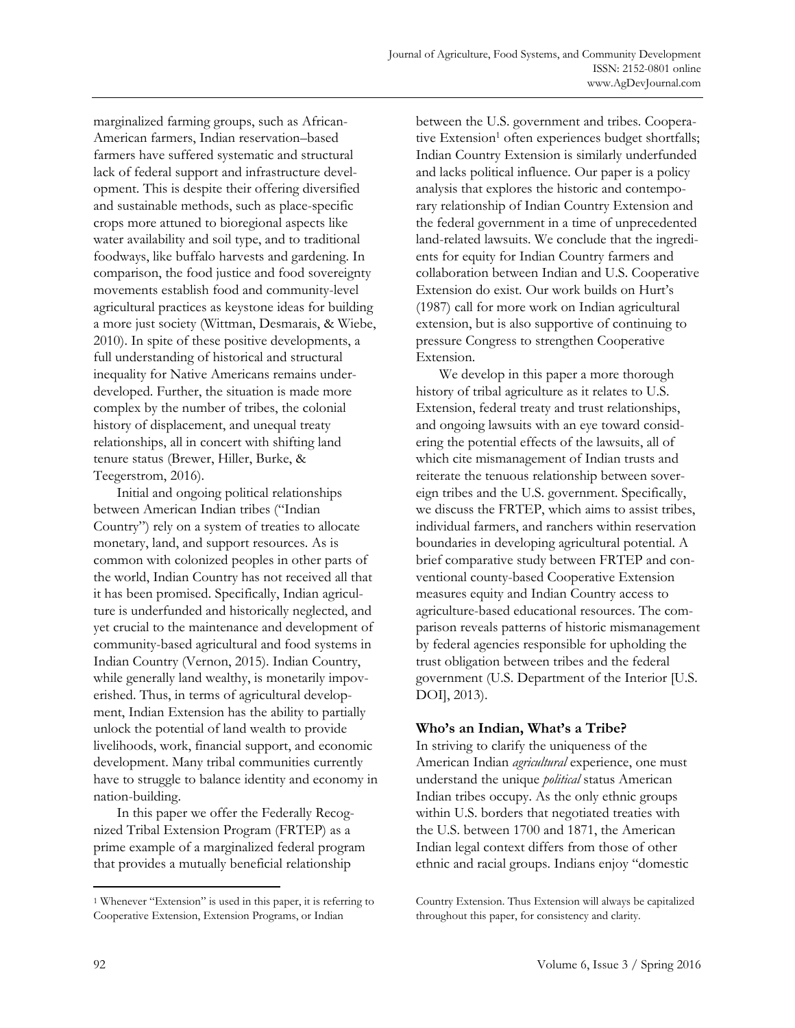marginalized farming groups, such as African-American farmers, Indian reservation–based farmers have suffered systematic and structural lack of federal support and infrastructure development. This is despite their offering diversified and sustainable methods, such as place-specific crops more attuned to bioregional aspects like water availability and soil type, and to traditional foodways, like buffalo harvests and gardening. In comparison, the food justice and food sovereignty movements establish food and community-level agricultural practices as keystone ideas for building a more just society (Wittman, Desmarais, & Wiebe, 2010). In spite of these positive developments, a full understanding of historical and structural inequality for Native Americans remains underdeveloped. Further, the situation is made more complex by the number of tribes, the colonial history of displacement, and unequal treaty relationships, all in concert with shifting land tenure status (Brewer, Hiller, Burke, & Teegerstrom, 2016).

Initial and ongoing political relationships between American Indian tribes ("Indian Country") rely on a system of treaties to allocate monetary, land, and support resources. As is common with colonized peoples in other parts of the world, Indian Country has not received all that it has been promised. Specifically, Indian agriculture is underfunded and historically neglected, and yet crucial to the maintenance and development of community-based agricultural and food systems in Indian Country (Vernon, 2015). Indian Country, while generally land wealthy, is monetarily impoverished. Thus, in terms of agricultural development, Indian Extension has the ability to partially unlock the potential of land wealth to provide livelihoods, work, financial support, and economic development. Many tribal communities currently have to struggle to balance identity and economy in nation-building.

In this paper we offer the Federally Recognized Tribal Extension Program (FRTEP) as a prime example of a marginalized federal program that provides a mutually beneficial relationship between the U.S. government and tribes. Cooperative Extension[1] often experiences budget shortfalls; Indian Country Extension is similarly underfunded and lacks political influence. Our paper is a policy analysis that explores the historic and contemporary relationship of Indian Country Extension and the federal government in a time of unprecedented land-related lawsuits. We conclude that the ingredients for equity for Indian Country farmers and collaboration between Indian and U.S. Cooperative Extension do exist. Our work builds on Hurt's (1987) call for more work on Indian agricultural extension, but is also supportive of continuing to pressure Congress to strengthen Cooperative Extension.

We develop in this paper a more thorough history of tribal agriculture as it relates to U.S. Extension, federal treaty and trust relationships, and ongoing lawsuits with an eye toward considering the potential effects of the lawsuits, all of which cite mismanagement of Indian trusts and reiterate the tenuous relationship between sovereign tribes and the U.S. government. Specifically, we discuss the FRTEP, which aims to assist tribes, individual farmers, and ranchers within reservation boundaries in developing agricultural potential. A brief comparative study between FRTEP and conventional county-based Cooperative Extension measures equity and Indian Country access to agriculture-based educational resources. The comparison reveals patterns of historic mismanagement by federal agencies responsible for upholding the trust obligation between tribes and the federal government (U.S. Department of the Interior [U.S. DOI], 2013).

## Who's an Indian, What's a Tribe?

In striving to clarify the uniqueness of the American Indian *agricultural* experience, one must understand the unique *political* status American Indian tribes occupy. As the only ethnic groups within U.S. borders that negotiated treaties with the U.S. between 1700 and 1871, the American Indian legal context differs from those of other ethnic and racial groups. Indians enjoy "domestic

[1] Whenever "Extension" is used in this paper, it is referring to Cooperative Extension, Extension Programs, or Indian Country Extension. Thus Extension will always be capitalized throughout this paper, for consistency and clarity.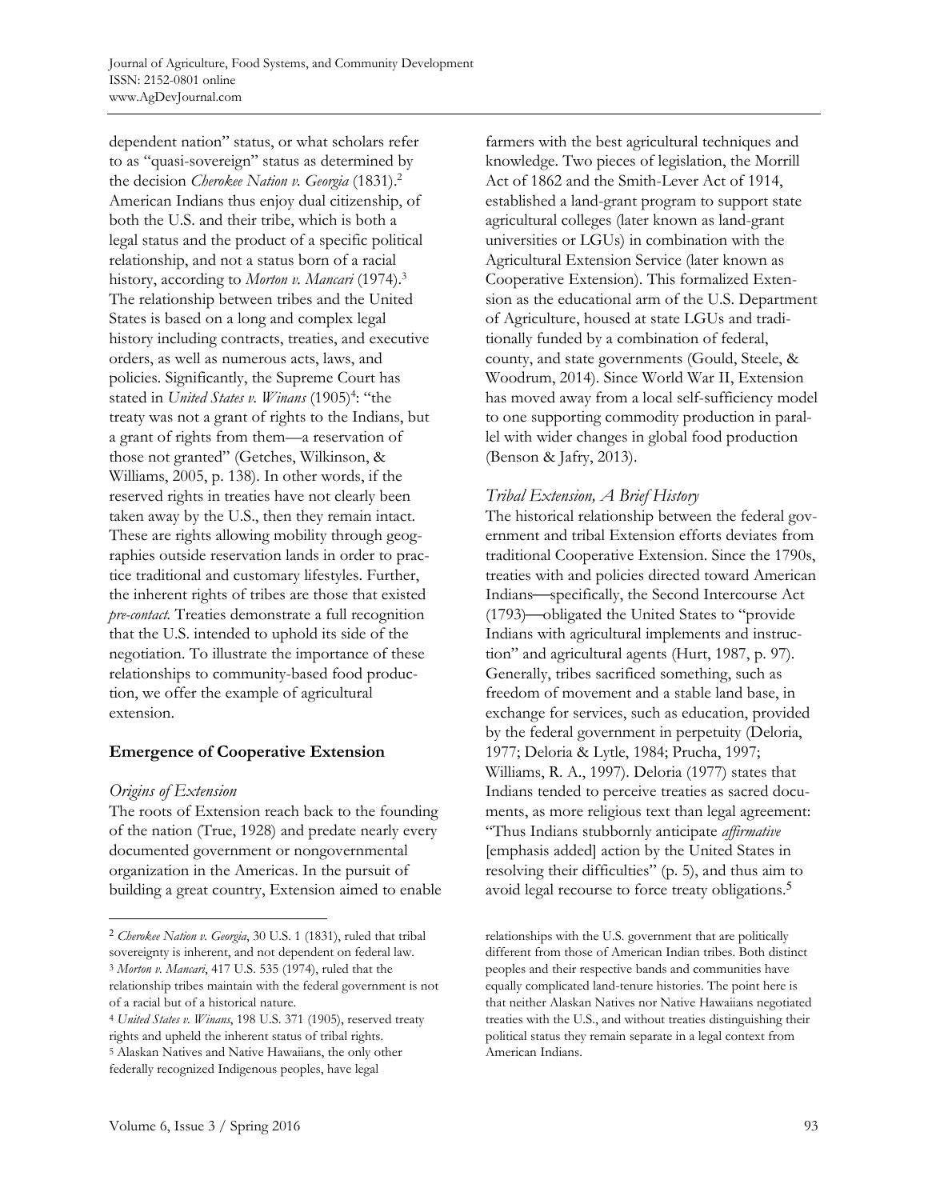dependent nation" status, or what scholars refer to as "quasi-sovereign" status as determined by the decision *Cherokee Nation v. Georgia* (1831).[2] American Indians thus enjoy dual citizenship, of both the U.S. and their tribe, which is both a legal status and the product of a specific political relationship, and not a status born of a racial history, according to *Morton v. Mancari* (1974).[3] The relationship between tribes and the United States is based on a long and complex legal history including contracts, treaties, and executive orders, as well as numerous acts, laws, and policies. Significantly, the Supreme Court has stated in *United States v. Winans* (1905)[4]: "the treaty was not a grant of rights to the Indians, but a grant of rights from them—a reservation of those not granted" (Getches, Wilkinson, & Williams, 2005, p. 138). In other words, if the reserved rights in treaties have not clearly been taken away by the U.S., then they remain intact. These are rights allowing mobility through geographies outside reservation lands in order to practice traditional and customary lifestyles. Further, the inherent rights of tribes are those that existed *pre-contact*. Treaties demonstrate a full recognition that the U.S. intended to uphold its side of the negotiation. To illustrate the importance of these relationships to community-based food production, we offer the example of agricultural extension.

## Emergence of Cooperative Extension

### *Origins of Extension*

The roots of Extension reach back to the founding of the nation (True, 1928) and predate nearly every documented government or nongovernmental organization in the Americas. In the pursuit of building a great country, Extension aimed to enable farmers with the best agricultural techniques and knowledge. Two pieces of legislation, the Morrill Act of 1862 and the Smith-Lever Act of 1914, established a land-grant program to support state agricultural colleges (later known as land-grant universities or LGUs) in combination with the Agricultural Extension Service (later known as Cooperative Extension). This formalized Extension as the educational arm of the U.S. Department of Agriculture, housed at state LGUs and traditionally funded by a combination of federal, county, and state governments (Gould, Steele, & Woodrum, 2014). Since World War II, Extension has moved away from a local self-sufficiency model to one supporting commodity production in parallel with wider changes in global food production (Benson & Jafry, 2013).

### *Tribal Extension, A Brief History*

The historical relationship between the federal government and tribal Extension efforts deviates from traditional Cooperative Extension. Since the 1790s, treaties with and policies directed toward American Indians—specifically, the Second Intercourse Act (1793)—obligated the United States to "provide Indians with agricultural implements and instruction" and agricultural agents (Hurt, 1987, p. 97). Generally, tribes sacrificed something, such as freedom of movement and a stable land base, in exchange for services, such as education, provided by the federal government in perpetuity (Deloria, 1977; Deloria & Lytle, 1984; Prucha, 1997; Williams, R. A., 1997). Deloria (1977) states that Indians tended to perceive treaties as sacred documents, as more religious text than legal agreement: "Thus Indians stubbornly anticipate *affirmative* [emphasis added] action by the United States in resolving their difficulties" (p. 5), and thus aim to avoid legal recourse to force treaty obligations.[5]

---

[2] *Cherokee Nation v. Georgia*, 30 U.S. 1 (1831), ruled that tribal sovereignty is inherent, and not dependent on federal law.

[3] *Morton v. Mancari*, 417 U.S. 535 (1974), ruled that the relationship tribes maintain with the federal government is not of a racial but of a historical nature.

[4] *United States v. Winans*, 198 U.S. 371 (1905), reserved treaty rights and upheld the inherent status of tribal rights.

[5] Alaskan Natives and Native Hawaiians, the only other federally recognized Indigenous peoples, have legal relationships with the U.S. government that are politically different from those of American Indian tribes. Both distinct peoples and their respective bands and communities have equally complicated land-tenure histories. The point here is that neither Alaskan Natives nor Native Hawaiians negotiated treaties with the U.S., and without treaties distinguishing their political status they remain separate in a legal context from American Indians.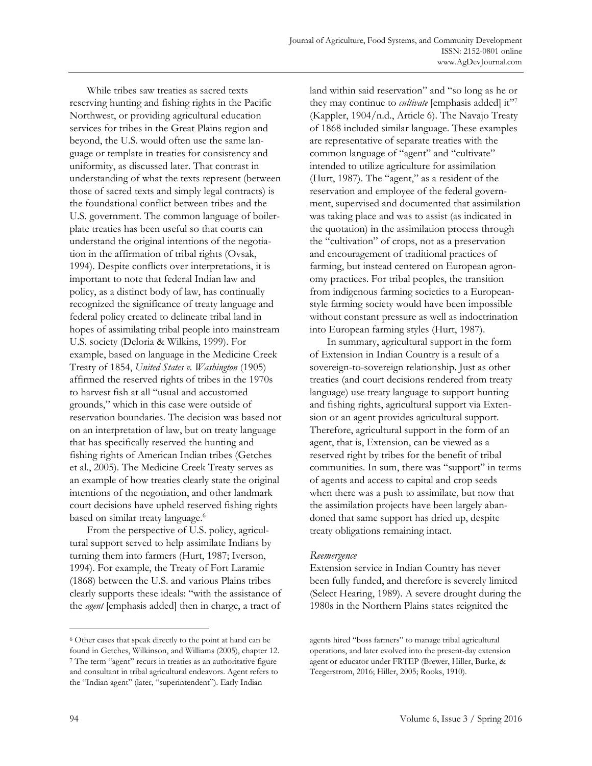While tribes saw treaties as sacred texts reserving hunting and fishing rights in the Pacific Northwest, or providing agricultural education services for tribes in the Great Plains region and beyond, the U.S. would often use the same language or template in treaties for consistency and uniformity, as discussed later. That contrast in understanding of what the texts represent (between those of sacred texts and simply legal contracts) is the foundational conflict between tribes and the U.S. government. The common language of boilerplate treaties has been useful so that courts can understand the original intentions of the negotiation in the affirmation of tribal rights (Ovsak, 1994). Despite conflicts over interpretations, it is important to note that federal Indian law and policy, as a distinct body of law, has continually recognized the significance of treaty language and federal policy created to delineate tribal land in hopes of assimilating tribal people into mainstream U.S. society (Deloria & Wilkins, 1999). For example, based on language in the Medicine Creek Treaty of 1854, *United States v. Washington* (1905) affirmed the reserved rights of tribes in the 1970s to harvest fish at all "usual and accustomed grounds," which in this case were outside of reservation boundaries. The decision was based not on an interpretation of law, but on treaty language that has specifically reserved the hunting and fishing rights of American Indian tribes (Getches et al., 2005). The Medicine Creek Treaty serves as an example of how treaties clearly state the original intentions of the negotiation, and other landmark court decisions have upheld reserved fishing rights based on similar treaty language.[6]

From the perspective of U.S. policy, agricultural support served to help assimilate Indians by turning them into farmers (Hurt, 1987; Iverson, 1994). For example, the Treaty of Fort Laramie (1868) between the U.S. and various Plains tribes clearly supports these ideals: "with the assistance of the *agent* [emphasis added] then in charge, a tract of land within said reservation" and "so long as he or they may continue to *cultivate* [emphasis added] it"[7] (Kappler, 1904/n.d., Article 6). The Navajo Treaty of 1868 included similar language. These examples are representative of separate treaties with the common language of "agent" and "cultivate" intended to utilize agriculture for assimilation (Hurt, 1987). The "agent," as a resident of the reservation and employee of the federal government, supervised and documented that assimilation was taking place and was to assist (as indicated in the quotation) in the assimilation process through the "cultivation" of crops, not as a preservation and encouragement of traditional practices of farming, but instead centered on European agronomy practices. For tribal peoples, the transition from indigenous farming societies to a European-style farming society would have been impossible without constant pressure as well as indoctrination into European farming styles (Hurt, 1987).

In summary, agricultural support in the form of Extension in Indian Country is a result of a sovereign-to-sovereign relationship. Just as other treaties (and court decisions rendered from treaty language) use treaty language to support hunting and fishing rights, agricultural support via Extension or an agent provides agricultural support. Therefore, agricultural support in the form of an agent, that is, Extension, can be viewed as a reserved right by tribes for the benefit of tribal communities. In sum, there was "support" in terms of agents and access to capital and crop seeds when there was a push to assimilate, but now that the assimilation projects have been largely abandoned that same support has dried up, despite treaty obligations remaining intact.

### *Reemergence*

Extension service in Indian Country has never been fully funded, and therefore is severely limited (Select Hearing, 1989). A severe drought during the 1980s in the Northern Plains states reignited the

---

[6] Other cases that speak directly to the point at hand can be found in Getches, Wilkinson, and Williams (2005), chapter 12.

[7] The term "agent" recurs in treaties as an authoritative figure and consultant in tribal agricultural endeavors. Agent refers to the "Indian agent" (later, "superintendent"). Early Indian agents hired "boss farmers" to manage tribal agricultural operations, and later evolved into the present-day extension agent or educator under FRTEP (Brewer, Hiller, Burke, & Teegerstrom, 2016; Hiller, 2005; Rooks, 1910).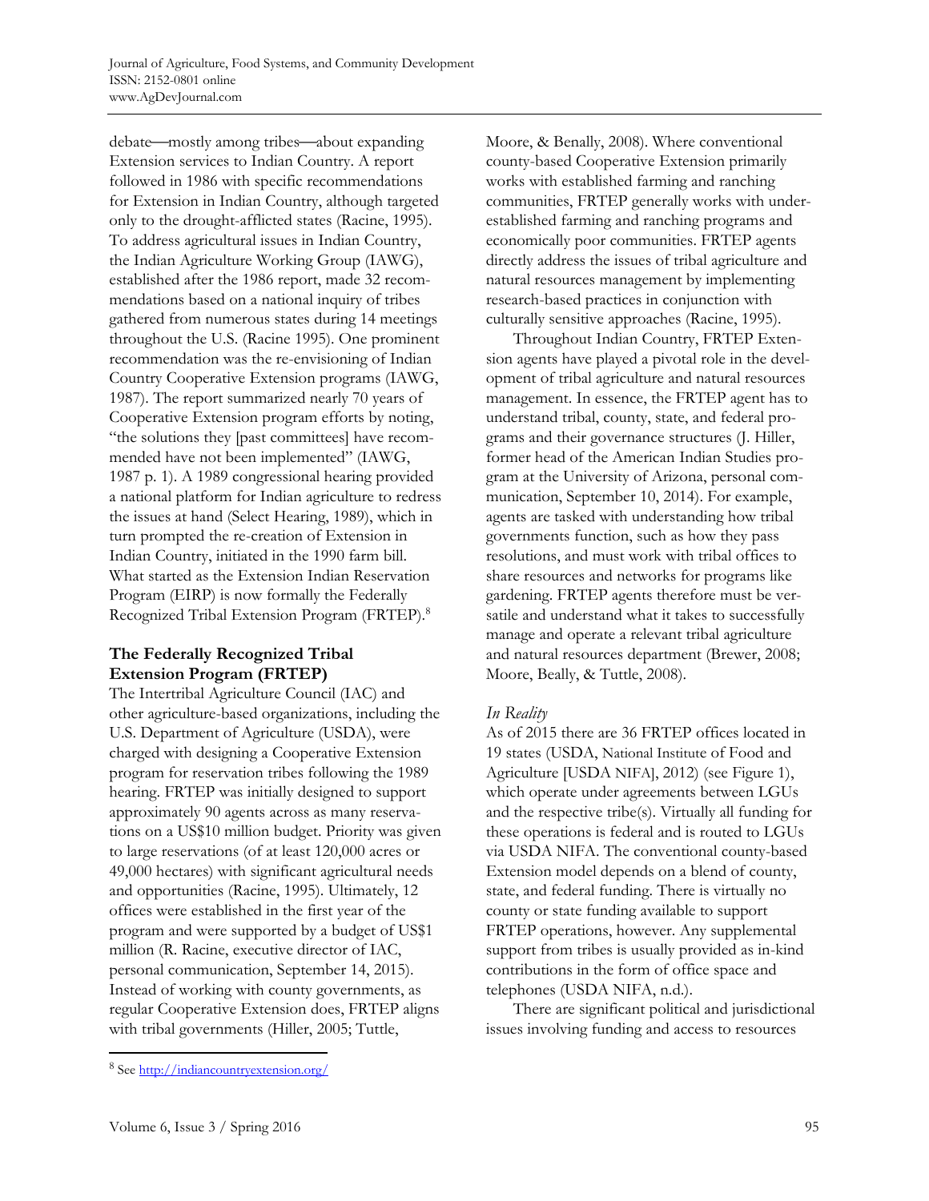debate—mostly among tribes—about expanding Extension services to Indian Country. A report followed in 1986 with specific recommendations for Extension in Indian Country, although targeted only to the drought-afflicted states (Racine, 1995). To address agricultural issues in Indian Country, the Indian Agriculture Working Group (IAWG), established after the 1986 report, made 32 recommendations based on a national inquiry of tribes gathered from numerous states during 14 meetings throughout the U.S. (Racine 1995). One prominent recommendation was the re-envisioning of Indian Country Cooperative Extension programs (IAWG, 1987). The report summarized nearly 70 years of Cooperative Extension program efforts by noting, "the solutions they [past committees] have recommended have not been implemented" (IAWG, 1987 p. 1). A 1989 congressional hearing provided a national platform for Indian agriculture to redress the issues at hand (Select Hearing, 1989), which in turn prompted the re-creation of Extension in Indian Country, initiated in the 1990 farm bill. What started as the Extension Indian Reservation Program (EIRP) is now formally the Federally Recognized Tribal Extension Program (FRTEP).[8]

### The Federally Recognized Tribal Extension Program (FRTEP)

The Intertribal Agriculture Council (IAC) and other agriculture-based organizations, including the U.S. Department of Agriculture (USDA), were charged with designing a Cooperative Extension program for reservation tribes following the 1989 hearing. FRTEP was initially designed to support approximately 90 agents across as many reservations on a US$10 million budget. Priority was given to large reservations (of at least 120,000 acres or 49,000 hectares) with significant agricultural needs and opportunities (Racine, 1995). Ultimately, 12 offices were established in the first year of the program and were supported by a budget of US$1 million (R. Racine, executive director of IAC, personal communication, September 14, 2015). Instead of working with county governments, as regular Cooperative Extension does, FRTEP aligns with tribal governments (Hiller, 2005; Tuttle, Moore, & Benally, 2008). Where conventional county-based Cooperative Extension primarily works with established farming and ranching communities, FRTEP generally works with under-established farming and ranching programs and economically poor communities. FRTEP agents directly address the issues of tribal agriculture and natural resources management by implementing research-based practices in conjunction with culturally sensitive approaches (Racine, 1995).

Throughout Indian Country, FRTEP Extension agents have played a pivotal role in the development of tribal agriculture and natural resources management. In essence, the FRTEP agent has to understand tribal, county, state, and federal programs and their governance structures (J. Hiller, former head of the American Indian Studies program at the University of Arizona, personal communication, September 10, 2014). For example, agents are tasked with understanding how tribal governments function, such as how they pass resolutions, and must work with tribal offices to share resources and networks for programs like gardening. FRTEP agents therefore must be versatile and understand what it takes to successfully manage and operate a relevant tribal agriculture and natural resources department (Brewer, 2008; Moore, Beally, & Tuttle, 2008).

*In Reality*

As of 2015 there are 36 FRTEP offices located in 19 states (USDA, National Institute of Food and Agriculture [USDA NIFA], 2012) (see Figure 1), which operate under agreements between LGUs and the respective tribe(s). Virtually all funding for these operations is federal and is routed to LGUs via USDA NIFA. The conventional county-based Extension model depends on a blend of county, state, and federal funding. There is virtually no county or state funding available to support FRTEP operations, however. Any supplemental support from tribes is usually provided as in-kind contributions in the form of office space and telephones (USDA NIFA, n.d.).

There are significant political and jurisdictional issues involving funding and access to resources

[8] See http://indiancountryextension.org/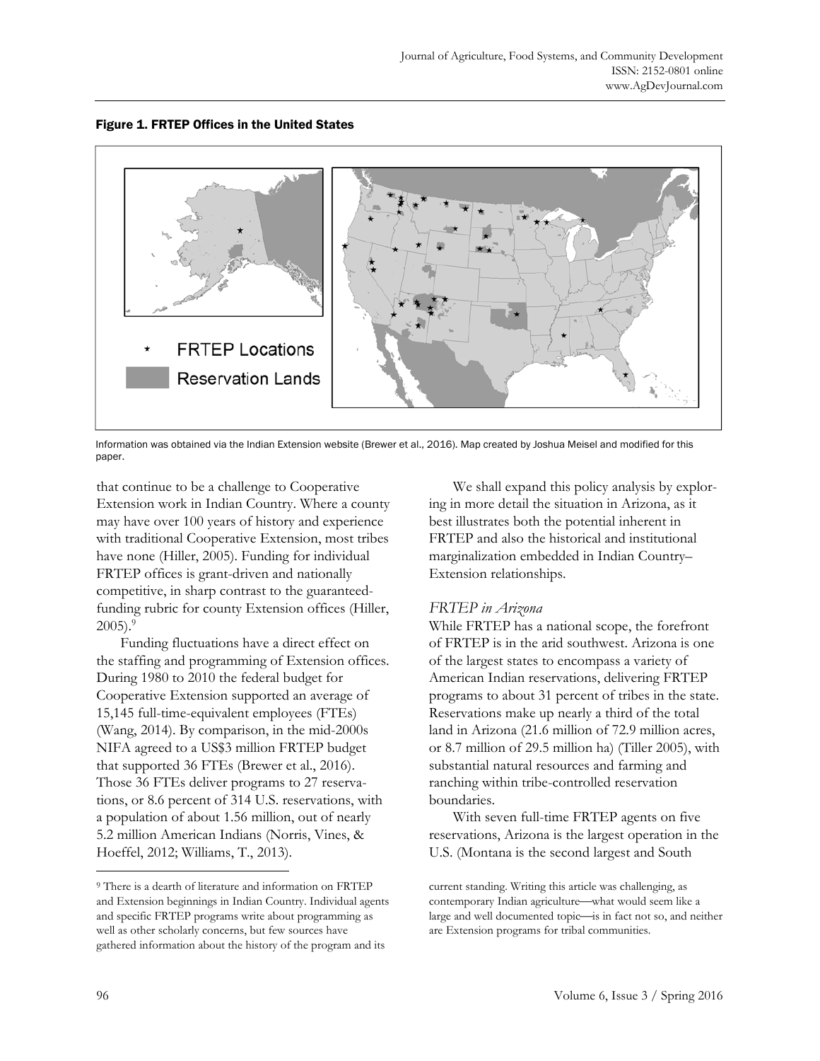**Figure 1. FRTEP Offices in the United States**

Information was obtained via the Indian Extension website (Brewer et al., 2016). Map created by Joshua Meisel and modified for this paper.

that continue to be a challenge to Cooperative Extension work in Indian Country. Where a county may have over 100 years of history and experience with traditional Cooperative Extension, most tribes have none (Hiller, 2005). Funding for individual FRTEP offices is grant-driven and nationally competitive, in sharp contrast to the guaranteed-funding rubric for county Extension offices (Hiller, 2005).[9]

Funding fluctuations have a direct effect on the staffing and programming of Extension offices. During 1980 to 2010 the federal budget for Cooperative Extension supported an average of 15,145 full-time-equivalent employees (FTEs) (Wang, 2014). By comparison, in the mid-2000s NIFA agreed to a US$3 million FRTEP budget that supported 36 FTEs (Brewer et al., 2016). Those 36 FTEs deliver programs to 27 reservations, or 8.6 percent of 314 U.S. reservations, with a population of about 1.56 million, out of nearly 5.2 million American Indians (Norris, Vines, & Hoeffel, 2012; Williams, T., 2013).

We shall expand this policy analysis by exploring in more detail the situation in Arizona, as it best illustrates both the potential inherent in FRTEP and also the historical and institutional marginalization embedded in Indian Country–Extension relationships.

### *FRTEP in Arizona*

While FRTEP has a national scope, the forefront of FRTEP is in the arid southwest. Arizona is one of the largest states to encompass a variety of American Indian reservations, delivering FRTEP programs to about 31 percent of tribes in the state. Reservations make up nearly a third of the total land in Arizona (21.6 million of 72.9 million acres, or 8.7 million of 29.5 million ha) (Tiller 2005), with substantial natural resources and farming and ranching within tribe-controlled reservation boundaries.

With seven full-time FRTEP agents on five reservations, Arizona is the largest operation in the U.S. (Montana is the second largest and South

---

[9] There is a dearth of literature and information on FRTEP and Extension beginnings in Indian Country. Individual agents and specific FRTEP programs write about programming as well as other scholarly concerns, but few sources have gathered information about the history of the program and its current standing. Writing this article was challenging, as contemporary Indian agriculture—what would seem like a large and well documented topic—is in fact not so, and neither are Extension programs for tribal communities.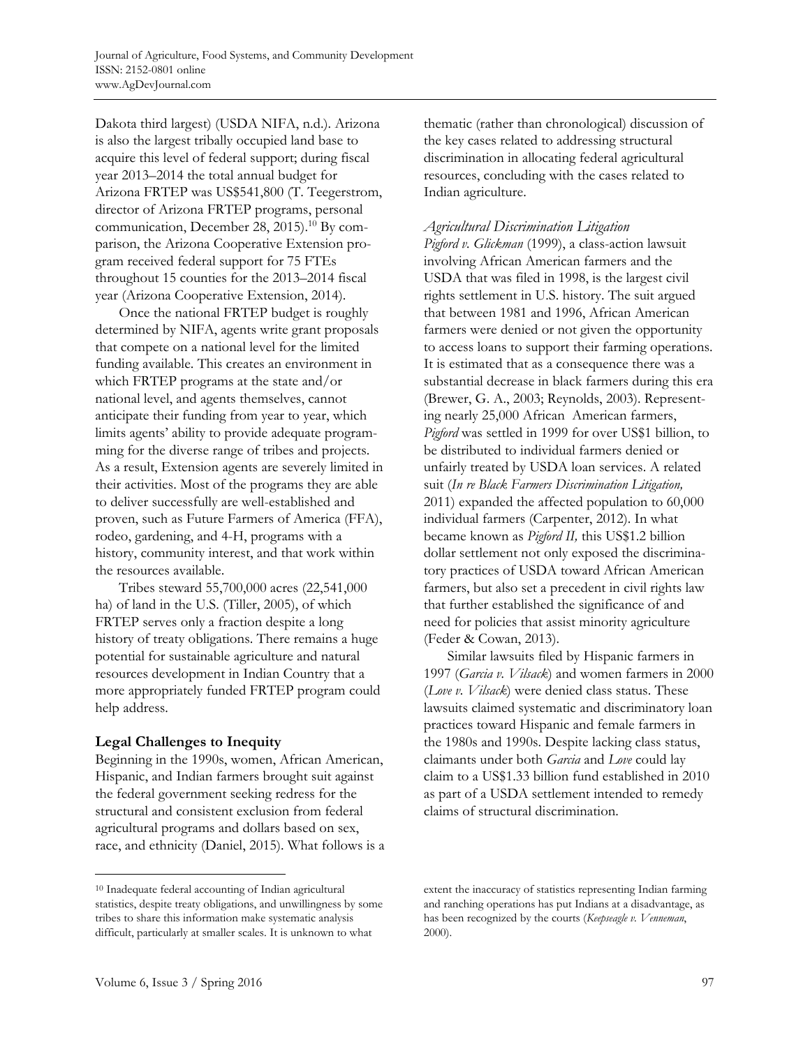Dakota third largest) (USDA NIFA, n.d.). Arizona is also the largest tribally occupied land base to acquire this level of federal support; during fiscal year 2013–2014 the total annual budget for Arizona FRTEP was US$541,800 (T. Teegerstrom, director of Arizona FRTEP programs, personal communication, December 28, 2015).[10] By comparison, the Arizona Cooperative Extension program received federal support for 75 FTEs throughout 15 counties for the 2013–2014 fiscal year (Arizona Cooperative Extension, 2014).

Once the national FRTEP budget is roughly determined by NIFA, agents write grant proposals that compete on a national level for the limited funding available. This creates an environment in which FRTEP programs at the state and/or national level, and agents themselves, cannot anticipate their funding from year to year, which limits agents' ability to provide adequate programming for the diverse range of tribes and projects. As a result, Extension agents are severely limited in their activities. Most of the programs they are able to deliver successfully are well-established and proven, such as Future Farmers of America (FFA), rodeo, gardening, and 4-H, programs with a history, community interest, and that work within the resources available.

Tribes steward 55,700,000 acres (22,541,000 ha) of land in the U.S. (Tiller, 2005), of which FRTEP serves only a fraction despite a long history of treaty obligations. There remains a huge potential for sustainable agriculture and natural resources development in Indian Country that a more appropriately funded FRTEP program could help address.

## Legal Challenges to Inequity

Beginning in the 1990s, women, African American, Hispanic, and Indian farmers brought suit against the federal government seeking redress for the structural and consistent exclusion from federal agricultural programs and dollars based on sex, race, and ethnicity (Daniel, 2015). What follows is a thematic (rather than chronological) discussion of the key cases related to addressing structural discrimination in allocating federal agricultural resources, concluding with the cases related to Indian agriculture.

### *Agricultural Discrimination Litigation*

*Pigford v. Glickman* (1999), a class-action lawsuit involving African American farmers and the USDA that was filed in 1998, is the largest civil rights settlement in U.S. history. The suit argued that between 1981 and 1996, African American farmers were denied or not given the opportunity to access loans to support their farming operations. It is estimated that as a consequence there was a substantial decrease in black farmers during this era (Brewer, G. A., 2003; Reynolds, 2003). Representing nearly 25,000 African American farmers, *Pigford* was settled in 1999 for over US$1 billion, to be distributed to individual farmers denied or unfairly treated by USDA loan services. A related suit (*In re Black Farmers Discrimination Litigation,* 2011) expanded the affected population to 60,000 individual farmers (Carpenter, 2012). In what became known as *Pigford II,* this US$1.2 billion dollar settlement not only exposed the discriminatory practices of USDA toward African American farmers, but also set a precedent in civil rights law that further established the significance of and need for policies that assist minority agriculture (Feder & Cowan, 2013).

Similar lawsuits filed by Hispanic farmers in 1997 (*Garcia v. Vilsack*) and women farmers in 2000 (*Love v. Vilsack*) were denied class status. These lawsuits claimed systematic and discriminatory loan practices toward Hispanic and female farmers in the 1980s and 1990s. Despite lacking class status, claimants under both *Garcia* and *Love* could lay claim to a US$1.33 billion fund established in 2010 as part of a USDA settlement intended to remedy claims of structural discrimination.

---

[10] Inadequate federal accounting of Indian agricultural statistics, despite treaty obligations, and unwillingness by some tribes to share this information make systematic analysis difficult, particularly at smaller scales. It is unknown to what extent the inaccuracy of statistics representing Indian farming and ranching operations has put Indians at a disadvantage, as has been recognized by the courts (*Keepseagle v. Venneman*, 2000).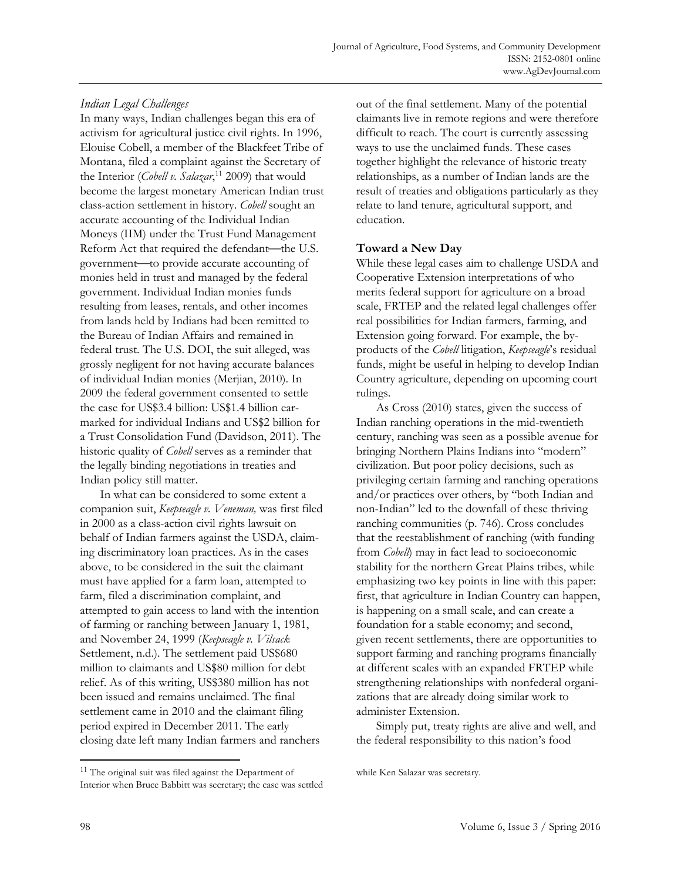*Indian Legal Challenges*

In many ways, Indian challenges began this era of activism for agricultural justice civil rights. In 1996, Elouise Cobell, a member of the Blackfeet Tribe of Montana, filed a complaint against the Secretary of the Interior (*Cobell v. Salazar*,[11] 2009) that would become the largest monetary American Indian trust class-action settlement in history. *Cobell* sought an accurate accounting of the Individual Indian Moneys (IIM) under the Trust Fund Management Reform Act that required the defendant—the U.S. government—to provide accurate accounting of monies held in trust and managed by the federal government. Individual Indian monies funds resulting from leases, rentals, and other incomes from lands held by Indians had been remitted to the Bureau of Indian Affairs and remained in federal trust. The U.S. DOI, the suit alleged, was grossly negligent for not having accurate balances of individual Indian monies (Merjian, 2010). In 2009 the federal government consented to settle the case for US$3.4 billion: US$1.4 billion earmarked for individual Indians and US$2 billion for a Trust Consolidation Fund (Davidson, 2011). The historic quality of *Cobell* serves as a reminder that the legally binding negotiations in treaties and Indian policy still matter.

In what can be considered to some extent a companion suit, *Keepseagle v. Veneman,* was first filed in 2000 as a class-action civil rights lawsuit on behalf of Indian farmers against the USDA, claiming discriminatory loan practices. As in the cases above, to be considered in the suit the claimant must have applied for a farm loan, attempted to farm, filed a discrimination complaint, and attempted to gain access to land with the intention of farming or ranching between January 1, 1981, and November 24, 1999 (*Keepseagle v. Vilsack* Settlement, n.d.). The settlement paid US$680 million to claimants and US$80 million for debt relief. As of this writing, US$380 million has not been issued and remains unclaimed. The final settlement came in 2010 and the claimant filing period expired in December 2011. The early closing date left many Indian farmers and ranchers out of the final settlement. Many of the potential claimants live in remote regions and were therefore difficult to reach. The court is currently assessing ways to use the unclaimed funds. These cases together highlight the relevance of historic treaty relationships, as a number of Indian lands are the result of treaties and obligations particularly as they relate to land tenure, agricultural support, and education.

## Toward a New Day

While these legal cases aim to challenge USDA and Cooperative Extension interpretations of who merits federal support for agriculture on a broad scale, FRTEP and the related legal challenges offer real possibilities for Indian farmers, farming, and Extension going forward. For example, the by-products of the *Cobell* litigation, *Keepseagle*'s residual funds, might be useful in helping to develop Indian Country agriculture, depending on upcoming court rulings.

As Cross (2010) states, given the success of Indian ranching operations in the mid-twentieth century, ranching was seen as a possible avenue for bringing Northern Plains Indians into "modern" civilization. But poor policy decisions, such as privileging certain farming and ranching operations and/or practices over others, by "both Indian and non-Indian" led to the downfall of these thriving ranching communities (p. 746). Cross concludes that the reestablishment of ranching (with funding from *Cobell*) may in fact lead to socioeconomic stability for the northern Great Plains tribes, while emphasizing two key points in line with this paper: first, that agriculture in Indian Country can happen, is happening on a small scale, and can create a foundation for a stable economy; and second, given recent settlements, there are opportunities to support farming and ranching programs financially at different scales with an expanded FRTEP while strengthening relationships with nonfederal organizations that are already doing similar work to administer Extension.

Simply put, treaty rights are alive and well, and the federal responsibility to this nation's food

---

[11] The original suit was filed against the Department of Interior when Bruce Babbitt was secretary; the case was settled while Ken Salazar was secretary.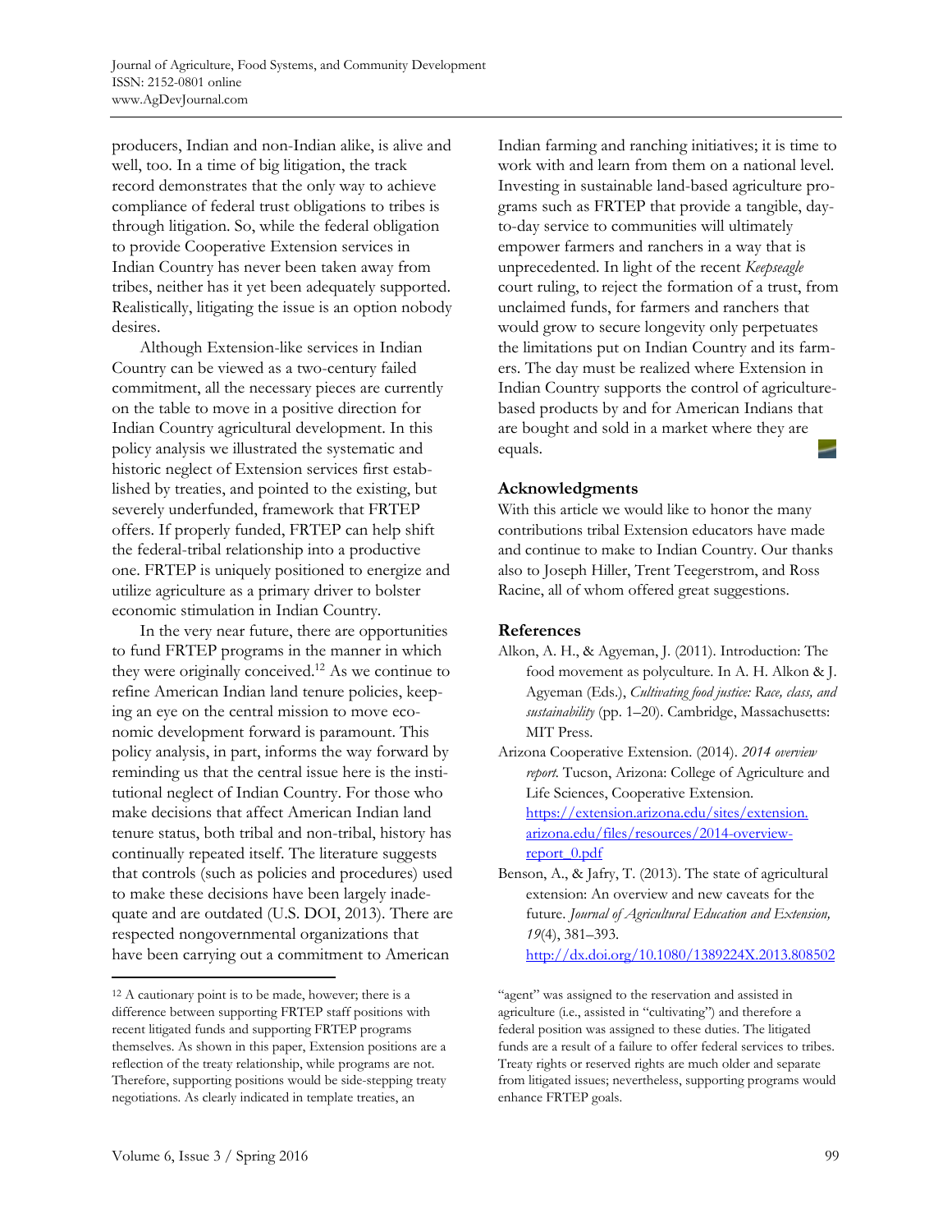producers, Indian and non-Indian alike, is alive and well, too. In a time of big litigation, the track record demonstrates that the only way to achieve compliance of federal trust obligations to tribes is through litigation. So, while the federal obligation to provide Cooperative Extension services in Indian Country has never been taken away from tribes, neither has it yet been adequately supported. Realistically, litigating the issue is an option nobody desires.

Although Extension-like services in Indian Country can be viewed as a two-century failed commitment, all the necessary pieces are currently on the table to move in a positive direction for Indian Country agricultural development. In this policy analysis we illustrated the systematic and historic neglect of Extension services first established by treaties, and pointed to the existing, but severely underfunded, framework that FRTEP offers. If properly funded, FRTEP can help shift the federal-tribal relationship into a productive one. FRTEP is uniquely positioned to energize and utilize agriculture as a primary driver to bolster economic stimulation in Indian Country.

In the very near future, there are opportunities to fund FRTEP programs in the manner in which they were originally conceived.[12] As we continue to refine American Indian land tenure policies, keeping an eye on the central mission to move economic development forward is paramount. This policy analysis, in part, informs the way forward by reminding us that the central issue here is the institutional neglect of Indian Country. For those who make decisions that affect American Indian land tenure status, both tribal and non-tribal, history has continually repeated itself. The literature suggests that controls (such as policies and procedures) used to make these decisions have been largely inadequate and are outdated (U.S. DOI, 2013). There are respected nongovernmental organizations that have been carrying out a commitment to American Indian farming and ranching initiatives; it is time to work with and learn from them on a national level. Investing in sustainable land-based agriculture programs such as FRTEP that provide a tangible, day-to-day service to communities will ultimately empower farmers and ranchers in a way that is unprecedented. In light of the recent *Keepseagle* court ruling, to reject the formation of a trust, from unclaimed funds, for farmers and ranchers that would grow to secure longevity only perpetuates the limitations put on Indian Country and its farmers. The day must be realized where Extension in Indian Country supports the control of agriculture-based products by and for American Indians that are bought and sold in a market where they are equals.

## Acknowledgments

With this article we would like to honor the many contributions tribal Extension educators have made and continue to make to Indian Country. Our thanks also to Joseph Hiller, Trent Teegerstrom, and Ross Racine, all of whom offered great suggestions.

## References

Alkon, A. H., & Agyeman, J. (2011). Introduction: The food movement as polyculture. In A. H. Alkon & J. Agyeman (Eds.), *Cultivating food justice: Race, class, and sustainability* (pp. 1–20). Cambridge, Massachusetts: MIT Press.

Arizona Cooperative Extension. (2014). *2014 overview report.* Tucson, Arizona: College of Agriculture and Life Sciences, Cooperative Extension. https://extension.arizona.edu/sites/extension.arizona.edu/files/resources/2014-overview-report_0.pdf

Benson, A., & Jafry, T. (2013). The state of agricultural extension: An overview and new caveats for the future. *Journal of Agricultural Education and Extension, 19*(4), 381–393. http://dx.doi.org/10.1080/1389224X.2013.808502

---

[12] A cautionary point is to be made, however; there is a difference between supporting FRTEP staff positions with recent litigated funds and supporting FRTEP programs themselves. As shown in this paper, Extension positions are a reflection of the treaty relationship, while programs are not. Therefore, supporting positions would be side-stepping treaty negotiations. As clearly indicated in template treaties, an "agent" was assigned to the reservation and assisted in agriculture (i.e., assisted in "cultivating") and therefore a federal position was assigned to these duties. The litigated funds are a result of a failure to offer federal services to tribes. Treaty rights or reserved rights are much older and separate from litigated issues; nevertheless, supporting programs would enhance FRTEP goals.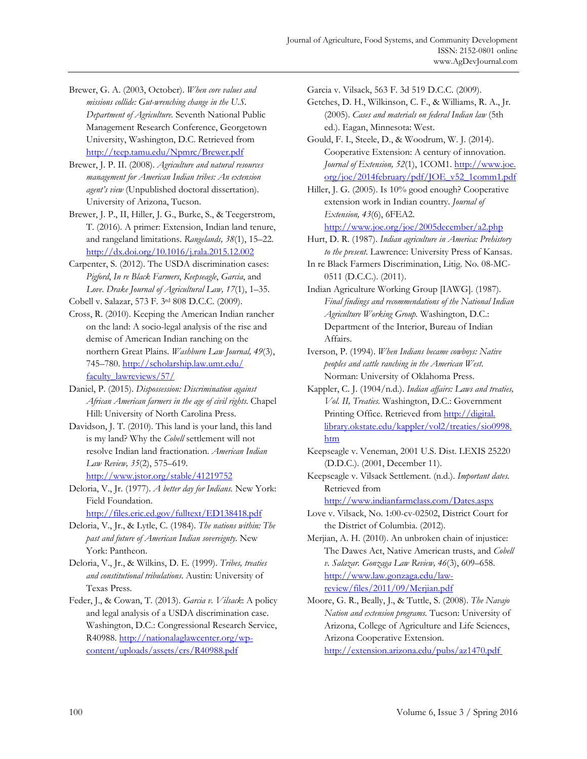Brewer, G. A. (2003, October). *When core values and missions collide: Gut-wrenching change in the U.S. Department of Agriculture.* Seventh National Public Management Research Conference, Georgetown University, Washington, D.C. Retrieved from http://teep.tamu.edu/Npmrc/Brewer.pdf

Brewer, J. P. II. (2008). *Agriculture and natural resources management for American Indian tribes: An extension agent's view* (Unpublished doctoral dissertation). University of Arizona, Tucson.

Brewer, J. P., II, Hiller, J. G., Burke, S., & Teegerstrom, T. (2016). A primer: Extension, Indian land tenure, and rangeland limitations. *Rangelands, 38*(1), 15–22. http://dx.doi.org/10.1016/j.rala.2015.12.002

Carpenter, S. (2012). The USDA discrimination cases: *Pigford*, *In re Black Farmers*, *Keepseagle*, *Garcia*, and *Love*. *Drake Journal of Agricultural Law, 17*(1), 1–35.

Cobell v. Salazar, 573 F. 3rd 808 D.C.C. (2009).

Cross, R. (2010). Keeping the American Indian rancher on the land: A socio-legal analysis of the rise and demise of American Indian ranching on the northern Great Plains. *Washburn Law Journal, 49*(3), 745–780. http://scholarship.law.umt.edu/faculty_lawreviews/57/

Daniel, P. (2015). *Dispossession: Discrimination against African American farmers in the age of civil rights.* Chapel Hill: University of North Carolina Press.

Davidson, J. T. (2010). This land is your land, this land is my land? Why the *Cobell* settlement will not resolve Indian land fractionation. *American Indian Law Review, 35*(2), 575–619. http://www.jstor.org/stable/41219752

Deloria, V., Jr. (1977). *A better day for Indians.* New York: Field Foundation. http://files.eric.ed.gov/fulltext/ED138418.pdf

Deloria, V., Jr., & Lytle, C. (1984). *The nations within: The past and future of American Indian sovereignty.* New York: Pantheon.

Deloria, V., Jr., & Wilkins, D. E. (1999). *Tribes, treaties and constitutional tribulations.* Austin: University of Texas Press.

Feder, J., & Cowan, T. (2013). *Garcia v. Vilsack*: A policy and legal analysis of a USDA discrimination case. Washington, D.C.: Congressional Research Service, R40988. http://nationalaglawcenter.org/wp-content/uploads/assets/crs/R40988.pdf

Garcia v. Vilsack, 563 F. 3d 519 D.C.C. (2009).

Getches, D. H., Wilkinson, C. F., & Williams, R. A., Jr. (2005). *Cases and materials on federal Indian law* (5th ed.). Eagan, Minnesota: West.

Gould, F. I., Steele, D., & Woodrum, W. J. (2014). Cooperative Extension: A century of innovation. *Journal of Extension, 52*(1), 1COM1. http://www.joe.org/joe/2014february/pdf/JOE_v52_1comm1.pdf

Hiller, J. G. (2005). Is 10% good enough? Cooperative extension work in Indian country. *Journal of Extension, 43*(6), 6FEA2. http://www.joe.org/joe/2005december/a2.php

Hurt, D. R. (1987). *Indian agriculture in America: Prehistory to the present.* Lawrence: University Press of Kansas.

In re Black Farmers Discrimination, Litig. No. 08-MC-0511 (D.C.C.). (2011).

Indian Agriculture Working Group [IAWG]. (1987). *Final findings and recommendations of the National Indian Agriculture Working Group.* Washington, D.C.: Department of the Interior, Bureau of Indian Affairs.

Iverson, P. (1994). *When Indians became cowboys: Native peoples and cattle ranching in the American West.* Norman: University of Oklahoma Press.

Kappler, C. J. (1904/n.d.). *Indian affairs: Laws and treaties, Vol. II, Treaties.* Washington, D.C.: Government Printing Office. Retrieved from http://digital.library.okstate.edu/kappler/vol2/treaties/sio0998.htm

Keepseagle v. Veneman, 2001 U.S. Dist. LEXIS 25220 (D.D.C.). (2001, December 11).

Keepseagle v. Vilsack Settlement. (n.d.). *Important dates.* Retrieved from http://www.indianfarmclass.com/Dates.aspx

Love v. Vilsack, No. 1:00-cv-02502, District Court for the District of Columbia. (2012).

Merjian, A. H. (2010). An unbroken chain of injustice: The Dawes Act, Native American trusts, and *Cobell v. Salazar*. *Gonzaga Law Review, 46*(3), 609–658. http://www.law.gonzaga.edu/law-review/files/2011/09/Merjian.pdf

Moore, G. R., Beally, J., & Tuttle, S. (2008). *The Navajo Nation and extension programs.* Tucson: University of Arizona, College of Agriculture and Life Sciences, Arizona Cooperative Extension. http://extension.arizona.edu/pubs/az1470.pdf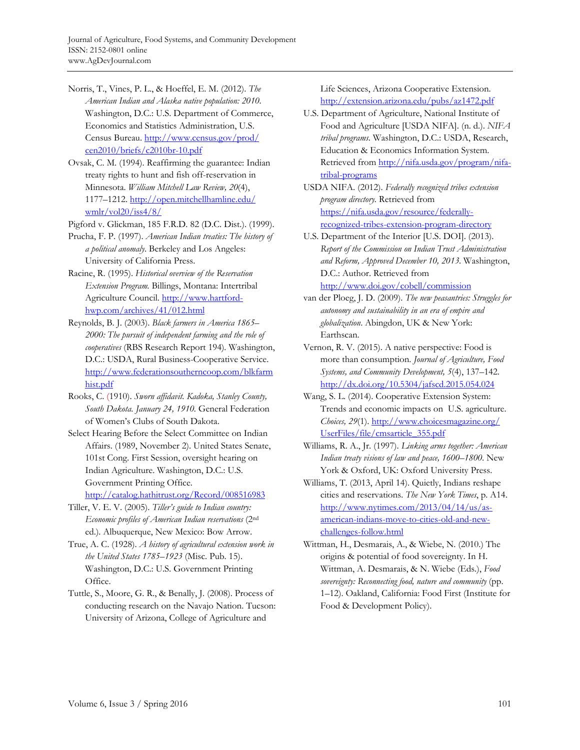Norris, T., Vines, P. L., & Hoeffel, E. M. (2012). *The American Indian and Alaska native population: 2010.* Washington, D.C.: U.S. Department of Commerce, Economics and Statistics Administration, U.S. Census Bureau. http://www.census.gov/prod/cen2010/briefs/c2010br-10.pdf

Ovsak, C. M. (1994). Reaffirming the guarantee: Indian treaty rights to hunt and fish off-reservation in Minnesota. *William Mitchell Law Review, 20*(4), 1177–1212. http://open.mitchellhamline.edu/wmlr/vol20/iss4/8/

Pigford v. Glickman, 185 F.R.D. 82 (D.C. Dist.). (1999).

Prucha, F. P. (1997). *American Indian treaties: The history of a political anomaly*. Berkeley and Los Angeles: University of California Press.

Racine, R. (1995). *Historical overview of the Reservation Extension Program.* Billings, Montana: Intertribal Agriculture Council. http://www.hartford-hwp.com/archives/41/012.html

Reynolds, B. J. (2003). *Black farmers in America 1865–2000: The pursuit of independent farming and the role of cooperatives* (RBS Research Report 194). Washington, D.C.: USDA, Rural Business-Cooperative Service. http://www.federationsoutherncoop.com/blkfarmhist.pdf

Rooks, C. (1910). *Sworn affidavit. Kadoka, Stanley County, South Dakota. January 24, 1910.* General Federation of Women's Clubs of South Dakota.

Select Hearing Before the Select Committee on Indian Affairs. (1989, November 2). United States Senate, 101st Cong. First Session, oversight hearing on Indian Agriculture. Washington, D.C.: U.S. Government Printing Office. http://catalog.hathitrust.org/Record/008516983

Tiller, V. E. V. (2005). *Tiller's guide to Indian country: Economic profiles of American Indian reservations* (2nd ed.). Albuquerque, New Mexico: Bow Arrow.

True, A. C. (1928). *A history of agricultural extension work in the United States 1785–1923* (Misc. Pub. 15). Washington, D.C.: U.S. Government Printing Office.

Tuttle, S., Moore, G. R., & Benally, J. (2008). Process of conducting research on the Navajo Nation. Tucson: University of Arizona, College of Agriculture and Life Sciences, Arizona Cooperative Extension. http://extension.arizona.edu/pubs/az1472.pdf

U.S. Department of Agriculture, National Institute of Food and Agriculture [USDA NIFA]. (n. d.). *NIFA tribal programs.* Washington, D.C.: USDA, Research, Education & Economics Information System. Retrieved from http://nifa.usda.gov/program/nifa-tribal-programs

USDA NIFA. (2012). *Federally recognized tribes extension program directory.* Retrieved from https://nifa.usda.gov/resource/federally-recognized-tribes-extension-program-directory

U.S. Department of the Interior [U.S. DOI]. (2013). *Report of the Commission on Indian Trust Administration and Reform, Approved December 10, 2013.* Washington, D.C.: Author. Retrieved from http://www.doi.gov/cobell/commission

van der Ploeg, J. D. (2009). *The new peasantries: Struggles for autonomy and sustainability in an era of empire and globalization*. Abingdon, UK & New York: Earthscan.

Vernon, R. V. (2015). A native perspective: Food is more than consumption. *Journal of Agriculture, Food Systems, and Community Development, 5*(4), 137–142. http://dx.doi.org/10.5304/jafscd.2015.054.024

Wang, S. L. (2014). Cooperative Extension System: Trends and economic impacts on U.S. agriculture. *Choices, 29*(1). http://www.choicesmagazine.org/UserFiles/file/cmsarticle_355.pdf

Williams, R. A., Jr. (1997). *Linking arms together: American Indian treaty visions of law and peace, 1600–1800*. New York & Oxford, UK: Oxford University Press.

Williams, T. (2013, April 14). Quietly, Indians reshape cities and reservations. *The New York Times*, p. A14. http://www.nytimes.com/2013/04/14/us/as-american-indians-move-to-cities-old-and-new-challenges-follow.html

Wittman, H., Desmarais, A., & Wiebe, N. (2010.) The origins & potential of food sovereignty. In H. Wittman, A. Desmarais, & N. Wiebe (Eds.), *Food sovereignty: Reconnecting food, nature and community* (pp. 1–12). Oakland, California: Food First (Institute for Food & Development Policy).